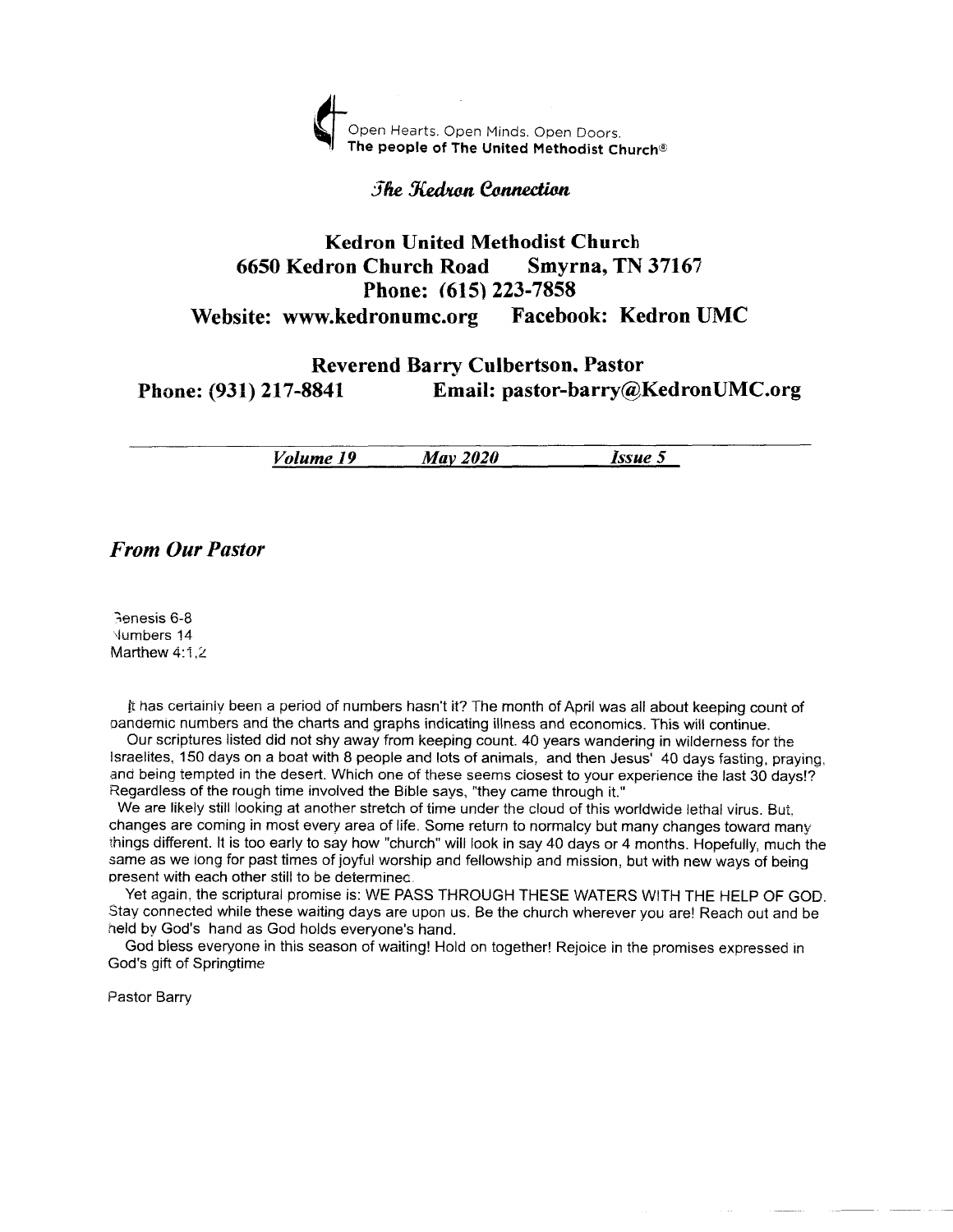Open Hearts. Open Minds. Open Doors.
**The people of The United Methodist Church®**

*The Kedron Connection*

# Kedron United Methodist Church

**6650 Kedron Church Road Smyrna, TN 37167**

**Phone: (615) 223-7858**

**Website: www.kedronumc.org Facebook: Kedron UMC**

**Reverend Barry Culbertson, Pastor**

**Phone: (931) 217-8841 Email: pastor-barry@KedronUMC.org**

***Volume 19*** ***May 2020*** ***Issue 5***

## *From Our Pastor*

Genesis 6-8
Numbers 14
Marthew 4:1,2

It has certainly been a period of numbers hasn't it? The month of April was all about keeping count of pandemic numbers and the charts and graphs indicating illness and economics. This will continue.

Our scriptures listed did not shy away from keeping count. 40 years wandering in wilderness for the Israelites, 150 days on a boat with 8 people and lots of animals, and then Jesus' 40 days fasting, praying, and being tempted in the desert. Which one of these seems closest to your experience the last 30 days!? Regardless of the rough time involved the Bible says, "they came through it."

We are likely still looking at another stretch of time under the cloud of this worldwide lethal virus. But, changes are coming in most every area of life. Some return to normalcy but many changes toward many things different. It is too early to say how "church" will look in say 40 days or 4 months. Hopefully, much the same as we long for past times of joyful worship and fellowship and mission, but with new ways of being present with each other still to be determined.

Yet again, the scriptural promise is: WE PASS THROUGH THESE WATERS WITH THE HELP OF GOD. Stay connected while these waiting days are upon us. Be the church wherever you are! Reach out and be held by God's hand as God holds everyone's hand.

God bless everyone in this season of waiting! Hold on together! Rejoice in the promises expressed in God's gift of Springtime

Pastor Barry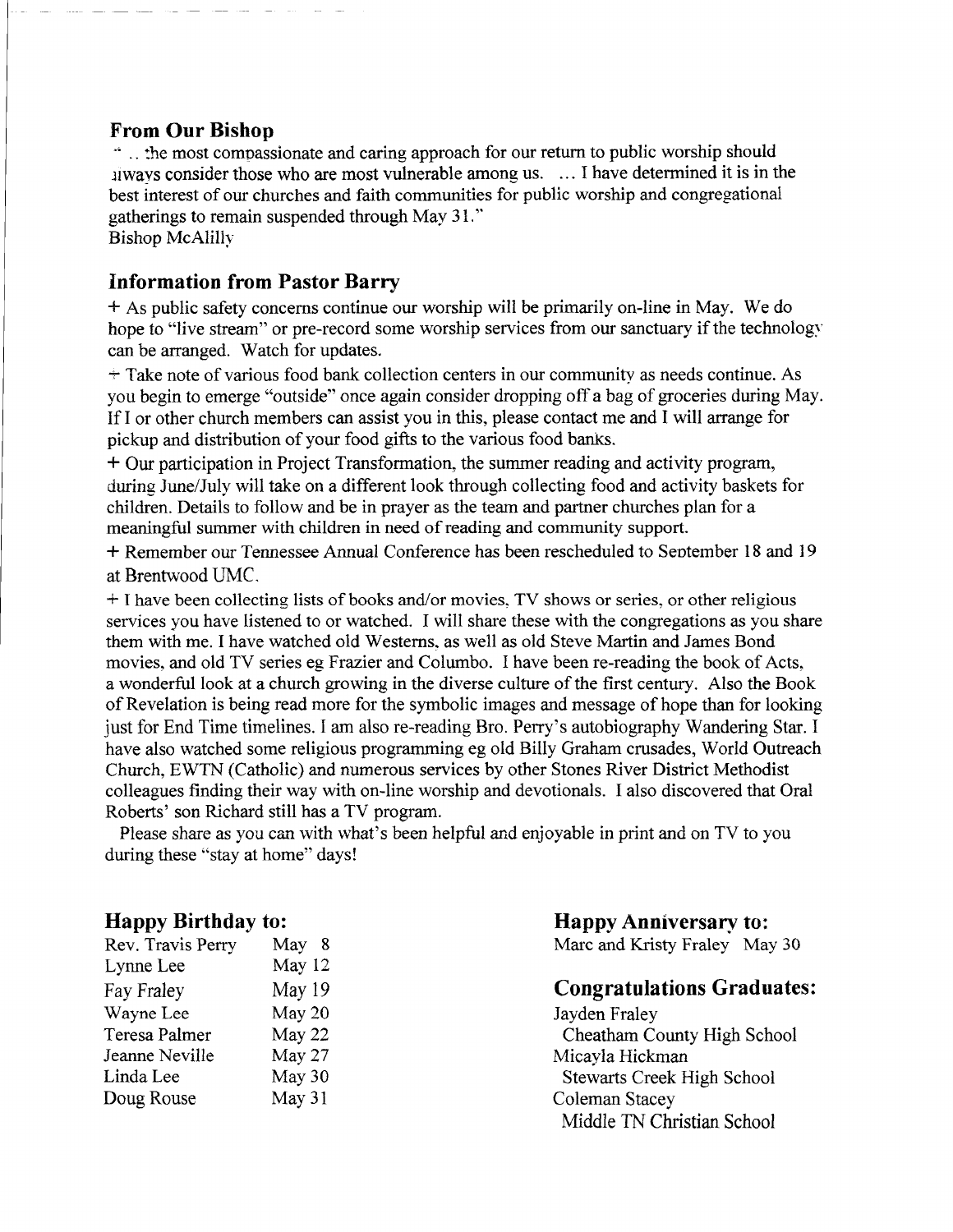## From Our Bishop

"... the most compassionate and caring approach for our return to public worship should always consider those who are most vulnerable among us. ... I have determined it is in the best interest of our churches and faith communities for public worship and congregational gatherings to remain suspended through May 31."
Bishop McAlilly

## Information from Pastor Barry

+ As public safety concerns continue our worship will be primarily on-line in May. We do hope to "live stream" or pre-record some worship services from our sanctuary if the technology can be arranged. Watch for updates.

+ Take note of various food bank collection centers in our community as needs continue. As you begin to emerge "outside" once again consider dropping off a bag of groceries during May. If I or other church members can assist you in this, please contact me and I will arrange for pickup and distribution of your food gifts to the various food banks.

+ Our participation in Project Transformation, the summer reading and activity program, during June/July will take on a different look through collecting food and activity baskets for children. Details to follow and be in prayer as the team and partner churches plan for a meaningful summer with children in need of reading and community support.

+ Remember our Tennessee Annual Conference has been rescheduled to September 18 and 19 at Brentwood UMC.

+ I have been collecting lists of books and/or movies, TV shows or series, or other religious services you have listened to or watched. I will share these with the congregations as you share them with me. I have watched old Westerns, as well as old Steve Martin and James Bond movies, and old TV series eg Frazier and Columbo. I have been re-reading the book of Acts, a wonderful look at a church growing in the diverse culture of the first century. Also the Book of Revelation is being read more for the symbolic images and message of hope than for looking just for End Time timelines. I am also re-reading Bro. Perry's autobiography Wandering Star. I have also watched some religious programming eg old Billy Graham crusades, World Outreach Church, EWTN (Catholic) and numerous services by other Stones River District Methodist colleagues finding their way with on-line worship and devotionals. I also discovered that Oral Roberts' son Richard still has a TV program.

Please share as you can with what's been helpful and enjoyable in print and on TV to you during these "stay at home" days!

## Happy Birthday to:

| | |
|---|---|
| Rev. Travis Perry | May 8 |
| Lynne Lee | May 12 |
| Fay Fraley | May 19 |
| Wayne Lee | May 20 |
| Teresa Palmer | May 22 |
| Jeanne Neville | May 27 |
| Linda Lee | May 30 |
| Doug Rouse | May 31 |

## Happy Anniversary to:

Marc and Kristy Fraley May 30

## Congratulations Graduates:

Jayden Fraley
Cheatham County High School
Micayla Hickman
Stewarts Creek High School
Coleman Stacey
Middle TN Christian School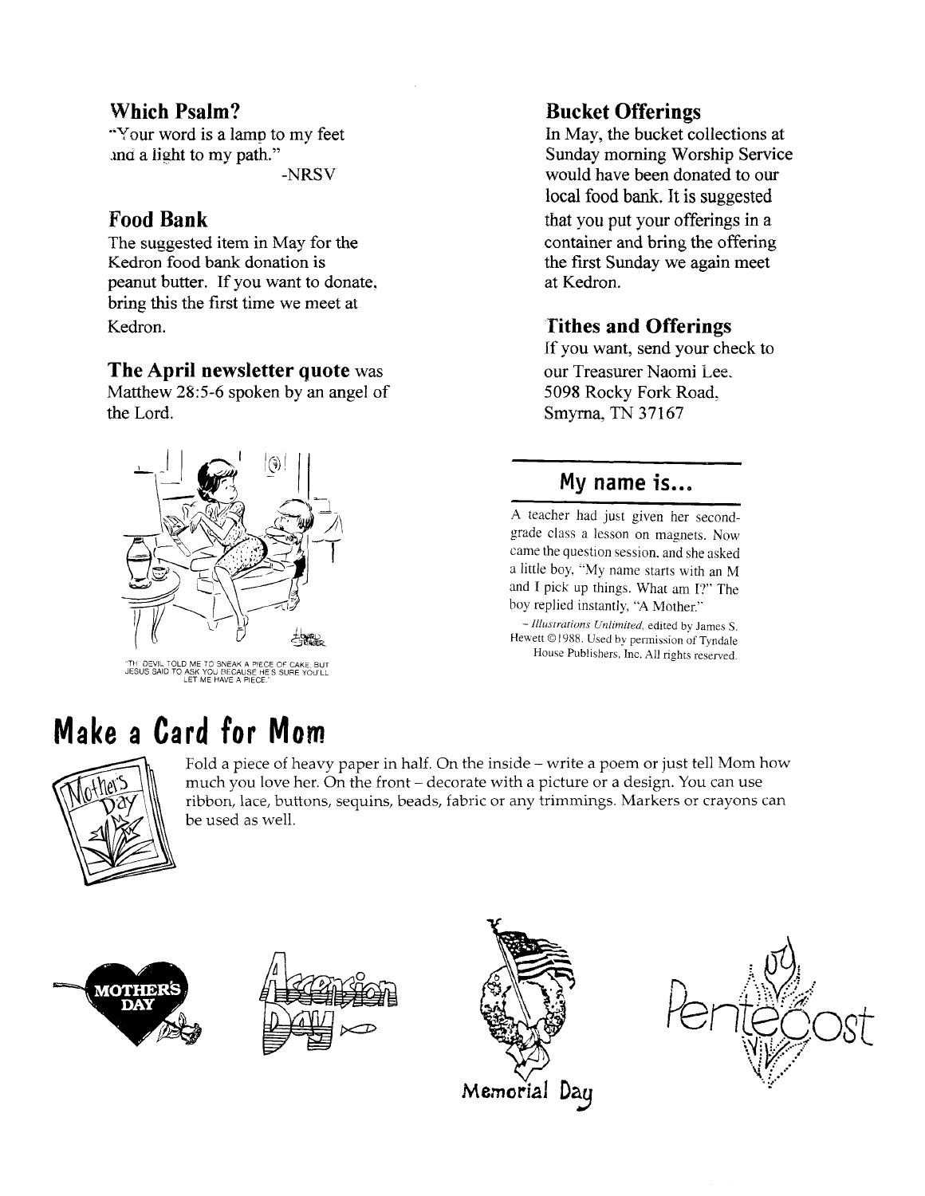## Which Psalm?

"Your word is a lamp to my feet
and a light to my path."

-NRSV

## Food Bank

The suggested item in May for the Kedron food bank donation is peanut butter. If you want to donate, bring this the first time we meet at Kedron.

**The April newsletter quote** was Matthew 28:5-6 spoken by an angel of the Lord.

"TH' DEVIL TOLD ME TO SNEAK A PIECE OF CAKE, BUT JESUS SAID TO ASK YOU BECAUSE HE'S SURE YOU'LL LET ME HAVE A PIECE."

## Bucket Offerings

In May, the bucket collections at Sunday morning Worship Service would have been donated to our local food bank. It is suggested that you put your offerings in a container and bring the offering the first Sunday we again meet at Kedron.

## Tithes and Offerings

If you want, send your check to our Treasurer Naomi Lee, 5098 Rocky Fork Road, Smyrna, TN 37167

## My name is...

A teacher had just given her second-grade class a lesson on magnets. Now came the question session, and she asked a little boy, "My name starts with an M and I pick up things. What am I?" The boy replied instantly, "A Mother."

– *Illustrations Unlimited*, edited by James S. Hewett ©1988. Used by permission of Tyndale House Publishers, Inc. All rights reserved.

# Make a Card for Mom

Fold a piece of heavy paper in half. On the inside – write a poem or just tell Mom how much you love her. On the front – decorate with a picture or a design. You can use ribbon, lace, buttons, sequins, beads, fabric or any trimmings. Markers or crayons can be used as well.

MOTHER'S DAY

Ascension Day

Memorial Day

Pentecost